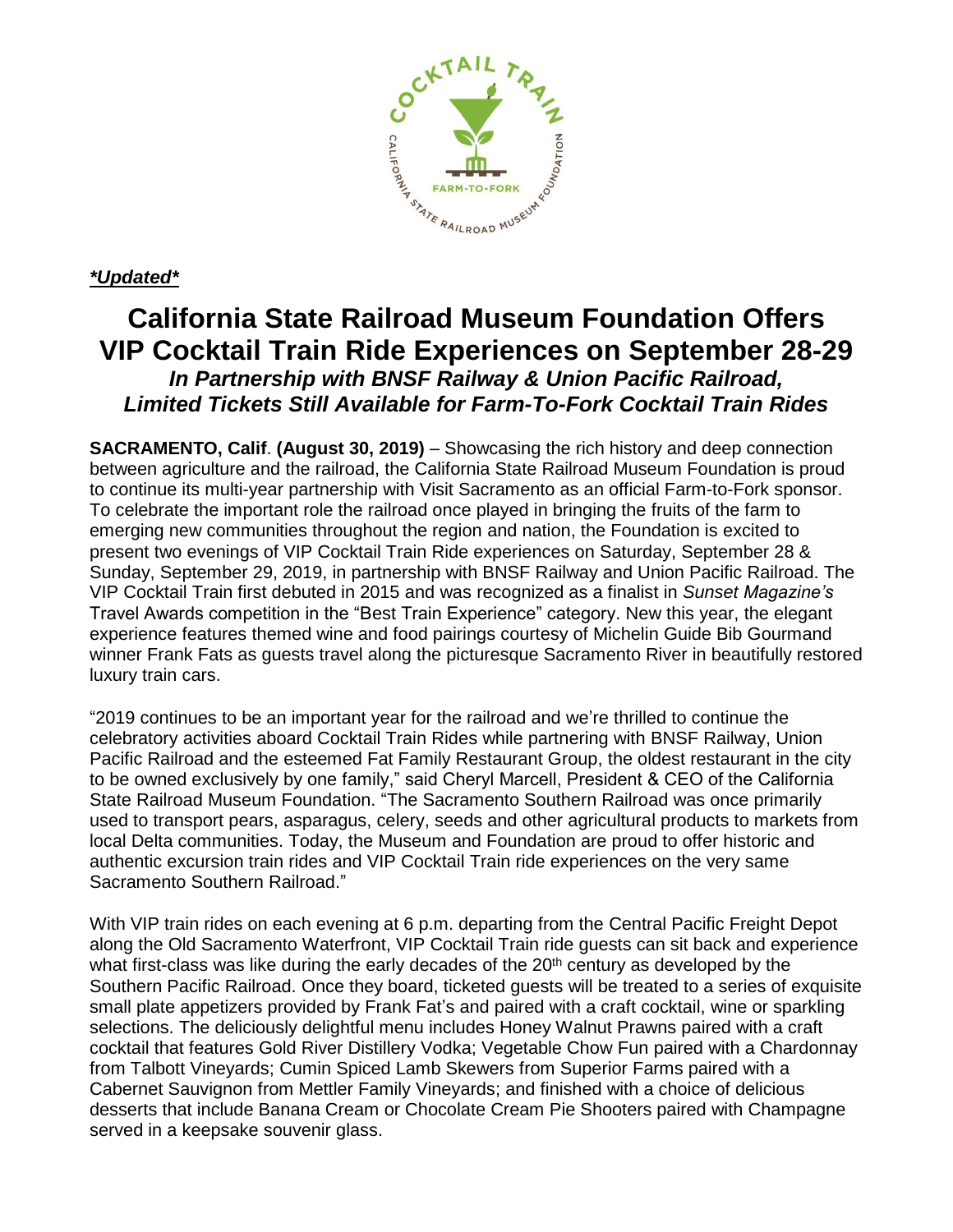***Updated***

# California State Railroad Museum Foundation Offers VIP Cocktail Train Ride Experiences on September 28-29

### *In Partnership with BNSF Railway & Union Pacific Railroad, Limited Tickets Still Available for Farm-To-Fork Cocktail Train Rides*

**SACRAMENTO, Calif**. **(August 30, 2019)** – Showcasing the rich history and deep connection between agriculture and the railroad, the California State Railroad Museum Foundation is proud to continue its multi-year partnership with Visit Sacramento as an official Farm-to-Fork sponsor. To celebrate the important role the railroad once played in bringing the fruits of the farm to emerging new communities throughout the region and nation, the Foundation is excited to present two evenings of VIP Cocktail Train Ride experiences on Saturday, September 28 & Sunday, September 29, 2019, in partnership with BNSF Railway and Union Pacific Railroad. The VIP Cocktail Train first debuted in 2015 and was recognized as a finalist in *Sunset Magazine's* Travel Awards competition in the "Best Train Experience" category. New this year, the elegant experience features themed wine and food pairings courtesy of Michelin Guide Bib Gourmand winner Frank Fats as guests travel along the picturesque Sacramento River in beautifully restored luxury train cars.

"2019 continues to be an important year for the railroad and we're thrilled to continue the celebratory activities aboard Cocktail Train Rides while partnering with BNSF Railway, Union Pacific Railroad and the esteemed Fat Family Restaurant Group, the oldest restaurant in the city to be owned exclusively by one family," said Cheryl Marcell, President & CEO of the California State Railroad Museum Foundation. "The Sacramento Southern Railroad was once primarily used to transport pears, asparagus, celery, seeds and other agricultural products to markets from local Delta communities. Today, the Museum and Foundation are proud to offer historic and authentic excursion train rides and VIP Cocktail Train ride experiences on the very same Sacramento Southern Railroad."

With VIP train rides on each evening at 6 p.m. departing from the Central Pacific Freight Depot along the Old Sacramento Waterfront, VIP Cocktail Train ride guests can sit back and experience what first-class was like during the early decades of the 20th century as developed by the Southern Pacific Railroad. Once they board, ticketed guests will be treated to a series of exquisite small plate appetizers provided by Frank Fat's and paired with a craft cocktail, wine or sparkling selections. The deliciously delightful menu includes Honey Walnut Prawns paired with a craft cocktail that features Gold River Distillery Vodka; Vegetable Chow Fun paired with a Chardonnay from Talbott Vineyards; Cumin Spiced Lamb Skewers from Superior Farms paired with a Cabernet Sauvignon from Mettler Family Vineyards; and finished with a choice of delicious desserts that include Banana Cream or Chocolate Cream Pie Shooters paired with Champagne served in a keepsake souvenir glass.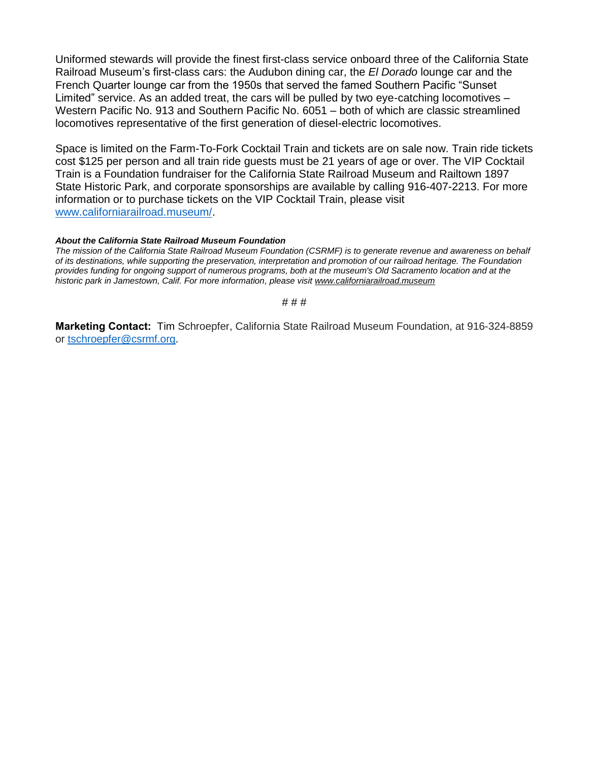Uniformed stewards will provide the finest first-class service onboard three of the California State Railroad Museum's first-class cars: the Audubon dining car, the *El Dorado* lounge car and the French Quarter lounge car from the 1950s that served the famed Southern Pacific "Sunset Limited" service. As an added treat, the cars will be pulled by two eye-catching locomotives – Western Pacific No. 913 and Southern Pacific No. 6051 – both of which are classic streamlined locomotives representative of the first generation of diesel-electric locomotives.

Space is limited on the Farm-To-Fork Cocktail Train and tickets are on sale now. Train ride tickets cost $125 per person and all train ride guests must be 21 years of age or over. The VIP Cocktail Train is a Foundation fundraiser for the California State Railroad Museum and Railtown 1897 State Historic Park, and corporate sponsorships are available by calling 916-407-2213. For more information or to purchase tickets on the VIP Cocktail Train, please visit [www.californiarailroad.museum/](www.californiarailroad.museum/).

***About the California State Railroad Museum Foundation***

*The mission of the California State Railroad Museum Foundation (CSRMF) is to generate revenue and awareness on behalf of its destinations, while supporting the preservation, interpretation and promotion of our railroad heritage. The Foundation provides funding for ongoing support of numerous programs, both at the museum's Old Sacramento location and at the historic park in Jamestown, Calif. For more information, please visit www.californiarailroad.museum*

# # #

**Marketing Contact:** Tim Schroepfer, California State Railroad Museum Foundation, at 916-324-8859 or [tschroepfer@csrmf.org](mailto:tschroepfer@csrmf.org).